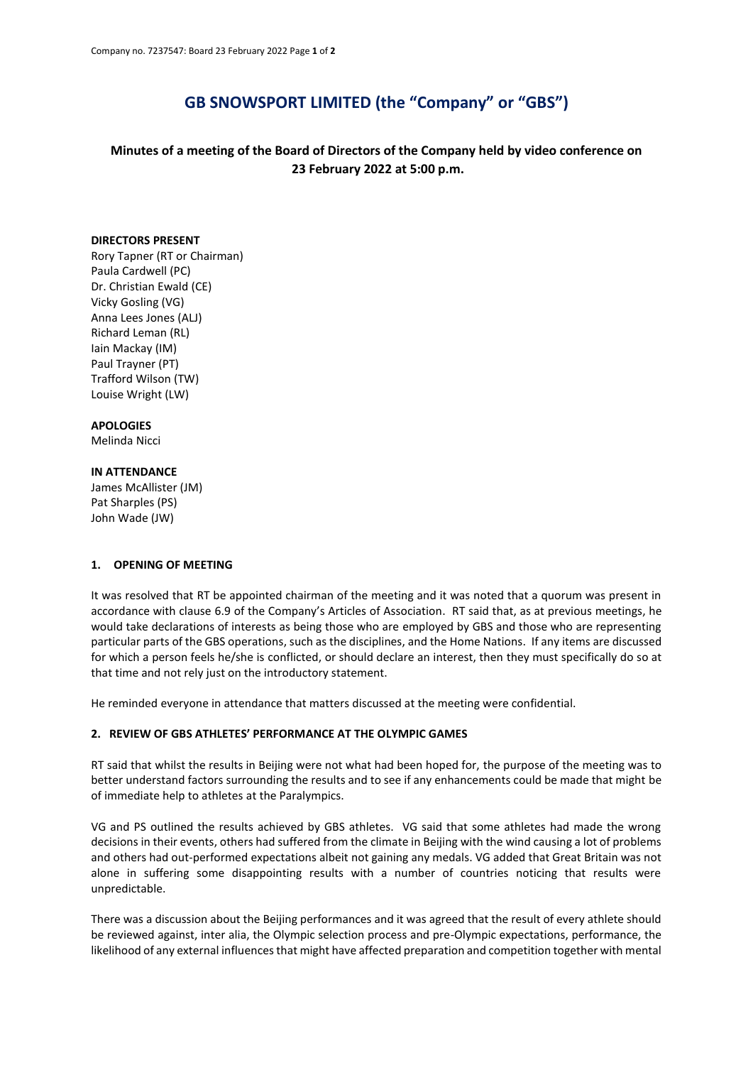# GB SNOWSPORT LIMITED (the "Company" or "GBS")

## Minutes of a meeting of the Board of Directors of the Company held by video conference on 23 February 2022 at 5:00 p.m.

**DIRECTORS PRESENT**

Rory Tapner (RT or Chairman)
Paula Cardwell (PC)
Dr. Christian Ewald (CE)
Vicky Gosling (VG)
Anna Lees Jones (ALJ)
Richard Leman (RL)
Iain Mackay (IM)
Paul Trayner (PT)
Trafford Wilson (TW)
Louise Wright (LW)

**APOLOGIES**

Melinda Nicci

**IN ATTENDANCE**

James McAllister (JM)
Pat Sharples (PS)
John Wade (JW)

### 1. OPENING OF MEETING

It was resolved that RT be appointed chairman of the meeting and it was noted that a quorum was present in accordance with clause 6.9 of the Company's Articles of Association. RT said that, as at previous meetings, he would take declarations of interests as being those who are employed by GBS and those who are representing particular parts of the GBS operations, such as the disciplines, and the Home Nations. If any items are discussed for which a person feels he/she is conflicted, or should declare an interest, then they must specifically do so at that time and not rely just on the introductory statement.

He reminded everyone in attendance that matters discussed at the meeting were confidential.

### 2. REVIEW OF GBS ATHLETES' PERFORMANCE AT THE OLYMPIC GAMES

RT said that whilst the results in Beijing were not what had been hoped for, the purpose of the meeting was to better understand factors surrounding the results and to see if any enhancements could be made that might be of immediate help to athletes at the Paralympics.

VG and PS outlined the results achieved by GBS athletes. VG said that some athletes had made the wrong decisions in their events, others had suffered from the climate in Beijing with the wind causing a lot of problems and others had out-performed expectations albeit not gaining any medals. VG added that Great Britain was not alone in suffering some disappointing results with a number of countries noticing that results were unpredictable.

There was a discussion about the Beijing performances and it was agreed that the result of every athlete should be reviewed against, inter alia, the Olympic selection process and pre-Olympic expectations, performance, the likelihood of any external influences that might have affected preparation and competition together with mental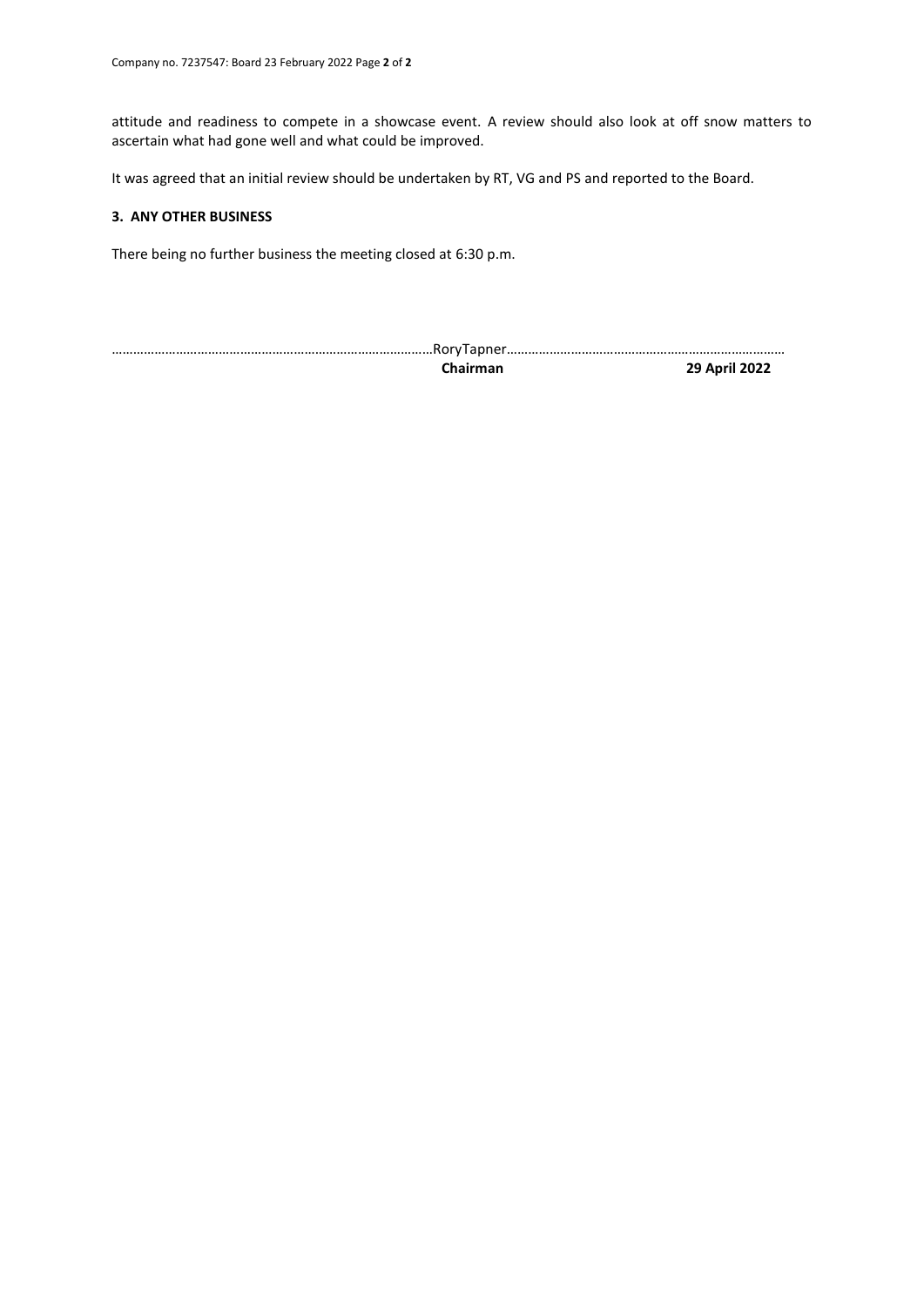attitude and readiness to compete in a showcase event. A review should also look at off snow matters to ascertain what had gone well and what could be improved.

It was agreed that an initial review should be undertaken by RT, VG and PS and reported to the Board.

**3. ANY OTHER BUSINESS**

There being no further business the meeting closed at 6:30 p.m.

……………………………………………………………………………RoryTapner……………………………………………………………………

**Chairman** **29 April 2022**